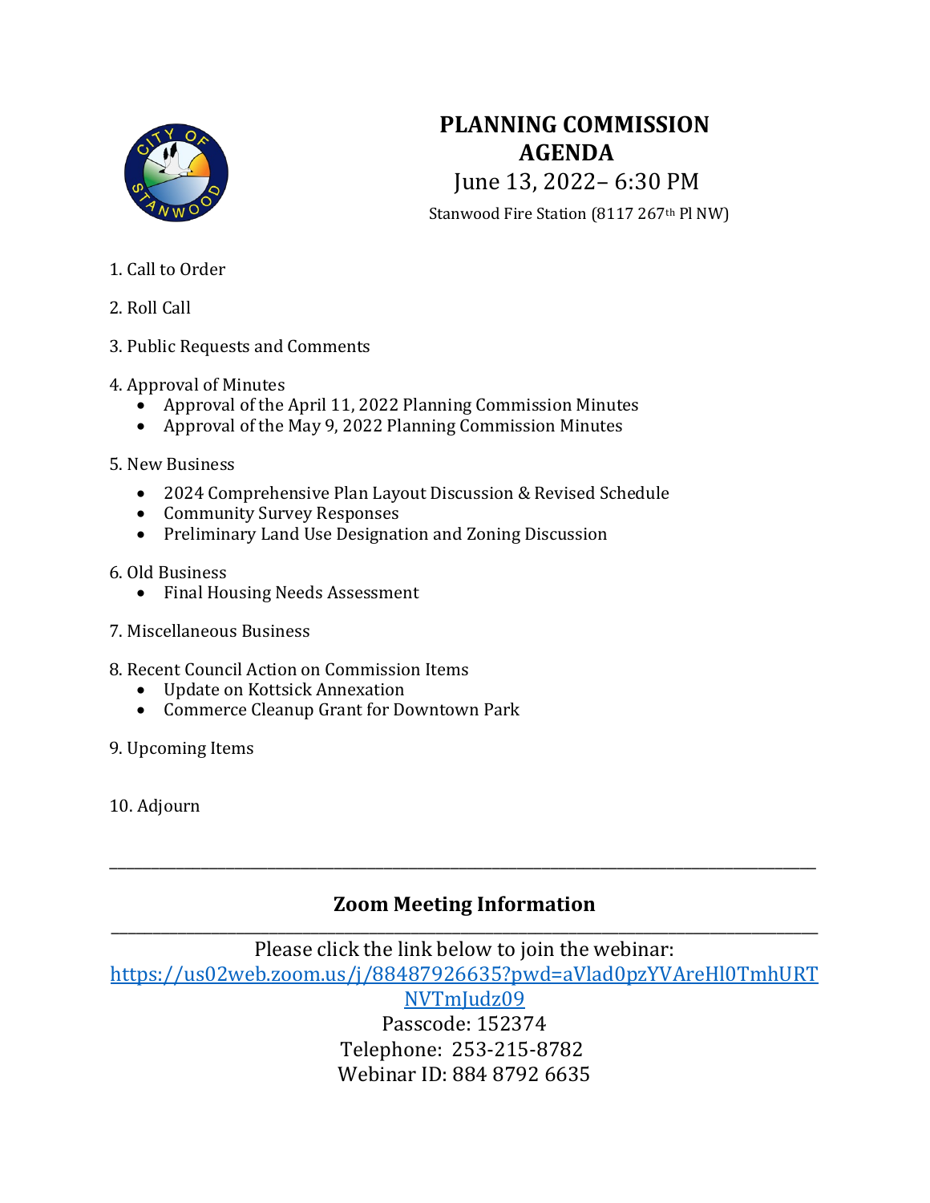# PLANNING COMMISSION AGENDA

June 13, 2022– 6:30 PM

Stanwood Fire Station (8117 267th Pl NW)

1. Call to Order

2. Roll Call

3. Public Requests and Comments

4. Approval of Minutes
   - Approval of the April 11, 2022 Planning Commission Minutes
   - Approval of the May 9, 2022 Planning Commission Minutes

5. New Business
   - 2024 Comprehensive Plan Layout Discussion & Revised Schedule
   - Community Survey Responses
   - Preliminary Land Use Designation and Zoning Discussion

6. Old Business
   - Final Housing Needs Assessment

7. Miscellaneous Business

8. Recent Council Action on Commission Items
   - Update on Kottsick Annexation
   - Commerce Cleanup Grant for Downtown Park

9. Upcoming Items

10. Adjourn

---

## Zoom Meeting Information

---

Please click the link below to join the webinar:

https://us02web.zoom.us/j/88487926635?pwd=aVlad0pzYVAreHl0TmhURTNVTmJudz09

Passcode: 152374

Telephone: 253-215-8782

Webinar ID: 884 8792 6635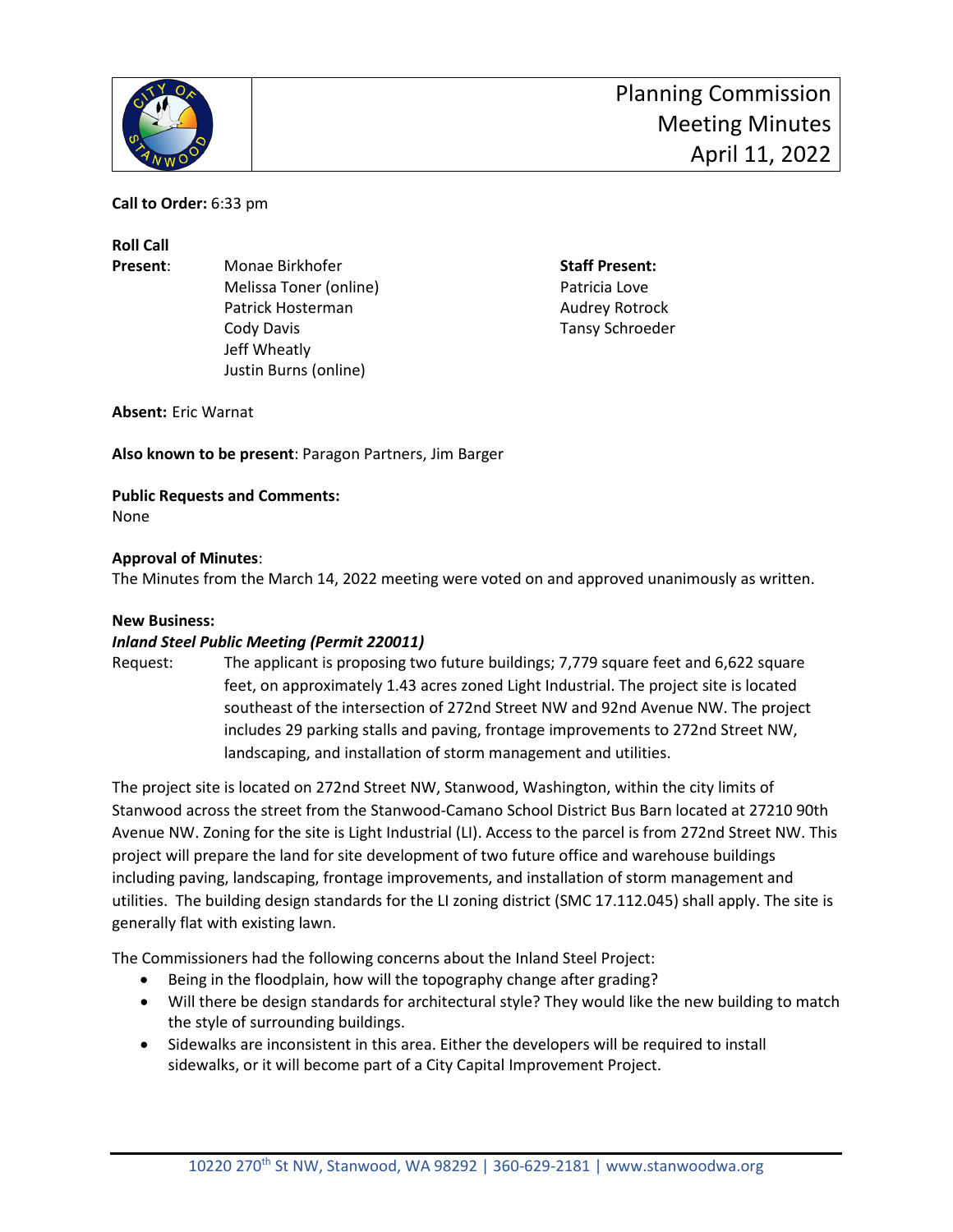# Planning Commission Meeting Minutes April 11, 2022

**Call to Order:** 6:33 pm

**Roll Call**

**Present**:
- Monae Birkhofer
- Melissa Toner (online)
- Patrick Hosterman
- Cody Davis
- Jeff Wheatly
- Justin Burns (online)

**Staff Present:**
- Patricia Love
- Audrey Rotrock
- Tansy Schroeder

**Absent:** Eric Warnat

**Also known to be present**: Paragon Partners, Jim Barger

**Public Requests and Comments:**
None

**Approval of Minutes**:
The Minutes from the March 14, 2022 meeting were voted on and approved unanimously as written.

**New Business:**

***Inland Steel Public Meeting (Permit 220011)***

Request: The applicant is proposing two future buildings; 7,779 square feet and 6,622 square feet, on approximately 1.43 acres zoned Light Industrial. The project site is located southeast of the intersection of 272nd Street NW and 92nd Avenue NW. The project includes 29 parking stalls and paving, frontage improvements to 272nd Street NW, landscaping, and installation of storm management and utilities.

The project site is located on 272nd Street NW, Stanwood, Washington, within the city limits of Stanwood across the street from the Stanwood-Camano School District Bus Barn located at 27210 90th Avenue NW. Zoning for the site is Light Industrial (LI). Access to the parcel is from 272nd Street NW. This project will prepare the land for site development of two future office and warehouse buildings including paving, landscaping, frontage improvements, and installation of storm management and utilities. The building design standards for the LI zoning district (SMC 17.112.045) shall apply. The site is generally flat with existing lawn.

The Commissioners had the following concerns about the Inland Steel Project:

- Being in the floodplain, how will the topography change after grading?
- Will there be design standards for architectural style? They would like the new building to match the style of surrounding buildings.
- Sidewalks are inconsistent in this area. Either the developers will be required to install sidewalks, or it will become part of a City Capital Improvement Project.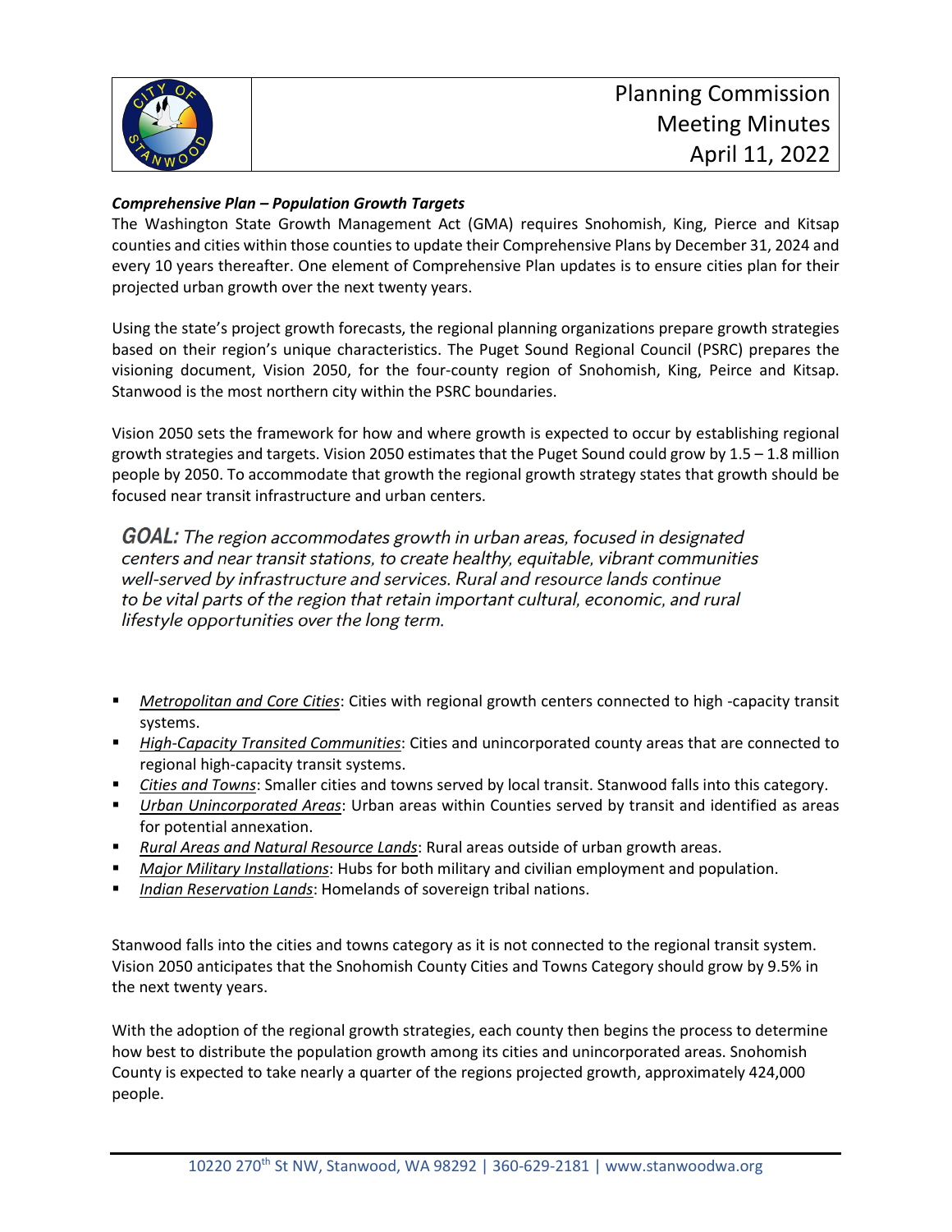***Comprehensive Plan – Population Growth Targets***

The Washington State Growth Management Act (GMA) requires Snohomish, King, Pierce and Kitsap counties and cities within those counties to update their Comprehensive Plans by December 31, 2024 and every 10 years thereafter. One element of Comprehensive Plan updates is to ensure cities plan for their projected urban growth over the next twenty years.

Using the state's project growth forecasts, the regional planning organizations prepare growth strategies based on their region's unique characteristics. The Puget Sound Regional Council (PSRC) prepares the visioning document, Vision 2050, for the four-county region of Snohomish, King, Peirce and Kitsap. Stanwood is the most northern city within the PSRC boundaries.

Vision 2050 sets the framework for how and where growth is expected to occur by establishing regional growth strategies and targets. Vision 2050 estimates that the Puget Sound could grow by 1.5 – 1.8 million people by 2050. To accommodate that growth the regional growth strategy states that growth should be focused near transit infrastructure and urban centers.

> ***GOAL:*** *The region accommodates growth in urban areas, focused in designated centers and near transit stations, to create healthy, equitable, vibrant communities well-served by infrastructure and services. Rural and resource lands continue to be vital parts of the region that retain important cultural, economic, and rural lifestyle opportunities over the long term.*

- *Metropolitan and Core Cities*: Cities with regional growth centers connected to high -capacity transit systems.
- *High-Capacity Transited Communities*: Cities and unincorporated county areas that are connected to regional high-capacity transit systems.
- *Cities and Towns*: Smaller cities and towns served by local transit. Stanwood falls into this category.
- *Urban Unincorporated Areas*: Urban areas within Counties served by transit and identified as areas for potential annexation.
- *Rural Areas and Natural Resource Lands*: Rural areas outside of urban growth areas.
- *Major Military Installations*: Hubs for both military and civilian employment and population.
- *Indian Reservation Lands*: Homelands of sovereign tribal nations.

Stanwood falls into the cities and towns category as it is not connected to the regional transit system. Vision 2050 anticipates that the Snohomish County Cities and Towns Category should grow by 9.5% in the next twenty years.

With the adoption of the regional growth strategies, each county then begins the process to determine how best to distribute the population growth among its cities and unincorporated areas. Snohomish County is expected to take nearly a quarter of the regions projected growth, approximately 424,000 people.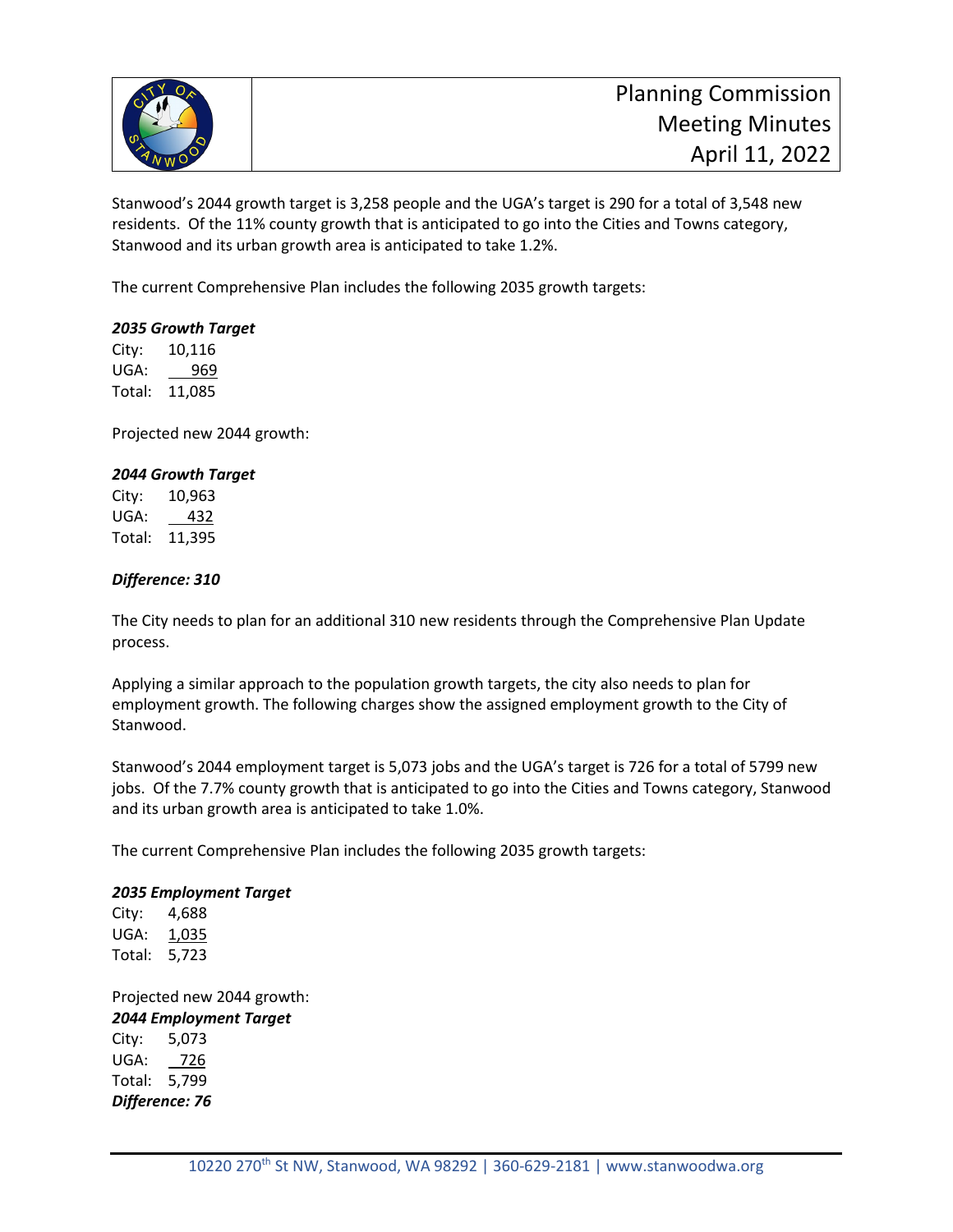Stanwood's 2044 growth target is 3,258 people and the UGA's target is 290 for a total of 3,548 new residents. Of the 11% county growth that is anticipated to go into the Cities and Towns category, Stanwood and its urban growth area is anticipated to take 1.2%.

The current Comprehensive Plan includes the following 2035 growth targets:

***2035 Growth Target***

City: 10,116
UGA: 969
Total: 11,085

Projected new 2044 growth:

***2044 Growth Target***

City: 10,963
UGA: 432
Total: 11,395

***Difference: 310***

The City needs to plan for an additional 310 new residents through the Comprehensive Plan Update process.

Applying a similar approach to the population growth targets, the city also needs to plan for employment growth. The following charges show the assigned employment growth to the City of Stanwood.

Stanwood's 2044 employment target is 5,073 jobs and the UGA's target is 726 for a total of 5799 new jobs. Of the 7.7% county growth that is anticipated to go into the Cities and Towns category, Stanwood and its urban growth area is anticipated to take 1.0%.

The current Comprehensive Plan includes the following 2035 growth targets:

***2035 Employment Target***

City: 4,688
UGA: 1,035
Total: 5,723

Projected new 2044 growth:

***2044 Employment Target***

City: 5,073
UGA: 726
Total: 5,799

***Difference: 76***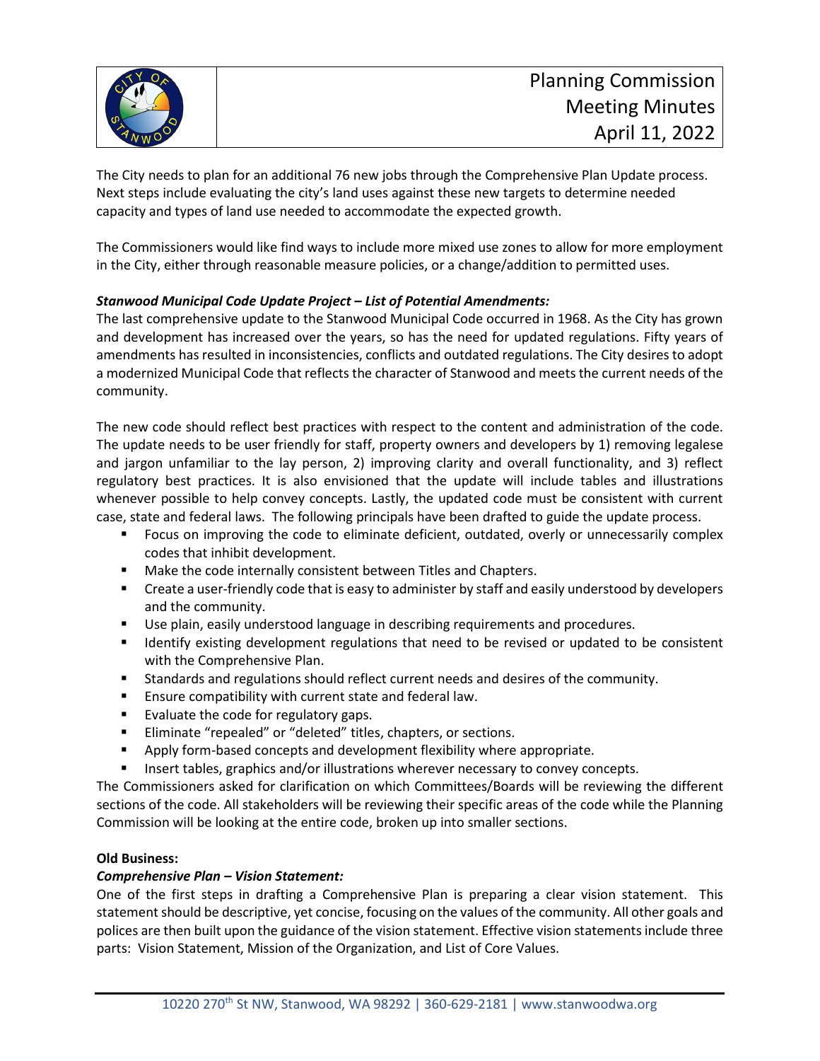The City needs to plan for an additional 76 new jobs through the Comprehensive Plan Update process. Next steps include evaluating the city's land uses against these new targets to determine needed capacity and types of land use needed to accommodate the expected growth.

The Commissioners would like find ways to include more mixed use zones to allow for more employment in the City, either through reasonable measure policies, or a change/addition to permitted uses.

***Stanwood Municipal Code Update Project – List of Potential Amendments:***

The last comprehensive update to the Stanwood Municipal Code occurred in 1968. As the City has grown and development has increased over the years, so has the need for updated regulations. Fifty years of amendments has resulted in inconsistencies, conflicts and outdated regulations. The City desires to adopt a modernized Municipal Code that reflects the character of Stanwood and meets the current needs of the community.

The new code should reflect best practices with respect to the content and administration of the code. The update needs to be user friendly for staff, property owners and developers by 1) removing legalese and jargon unfamiliar to the lay person, 2) improving clarity and overall functionality, and 3) reflect regulatory best practices. It is also envisioned that the update will include tables and illustrations whenever possible to help convey concepts. Lastly, the updated code must be consistent with current case, state and federal laws. The following principals have been drafted to guide the update process.

- Focus on improving the code to eliminate deficient, outdated, overly or unnecessarily complex codes that inhibit development.
- Make the code internally consistent between Titles and Chapters.
- Create a user-friendly code that is easy to administer by staff and easily understood by developers and the community.
- Use plain, easily understood language in describing requirements and procedures.
- Identify existing development regulations that need to be revised or updated to be consistent with the Comprehensive Plan.
- Standards and regulations should reflect current needs and desires of the community.
- Ensure compatibility with current state and federal law.
- Evaluate the code for regulatory gaps.
- Eliminate "repealed" or "deleted" titles, chapters, or sections.
- Apply form-based concepts and development flexibility where appropriate.
- Insert tables, graphics and/or illustrations wherever necessary to convey concepts.

The Commissioners asked for clarification on which Committees/Boards will be reviewing the different sections of the code. All stakeholders will be reviewing their specific areas of the code while the Planning Commission will be looking at the entire code, broken up into smaller sections.

**Old Business:**

***Comprehensive Plan – Vision Statement:***

One of the first steps in drafting a Comprehensive Plan is preparing a clear vision statement. This statement should be descriptive, yet concise, focusing on the values of the community. All other goals and polices are then built upon the guidance of the vision statement. Effective vision statements include three parts: Vision Statement, Mission of the Organization, and List of Core Values.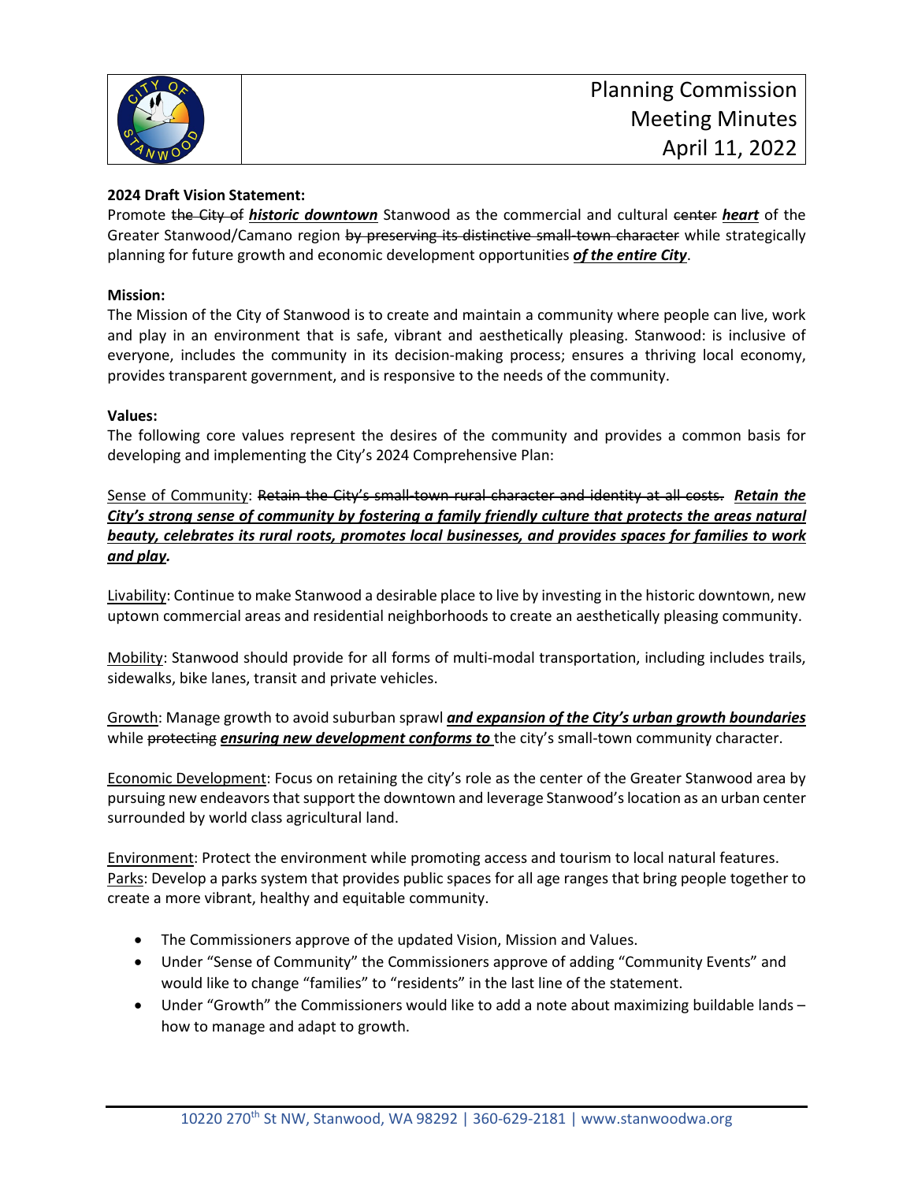**2024 Draft Vision Statement:**
Promote ~~the City of~~ ***historic downtown*** Stanwood as the commercial and cultural ~~center~~ ***heart*** of the Greater Stanwood/Camano region ~~by preserving its distinctive small-town character~~ while strategically planning for future growth and economic development opportunities ***of the entire City***.

**Mission:**
The Mission of the City of Stanwood is to create and maintain a community where people can live, work and play in an environment that is safe, vibrant and aesthetically pleasing. Stanwood: is inclusive of everyone, includes the community in its decision-making process; ensures a thriving local economy, provides transparent government, and is responsive to the needs of the community.

**Values:**
The following core values represent the desires of the community and provides a common basis for developing and implementing the City's 2024 Comprehensive Plan:

Sense of Community: ~~Retain the City's small-town rural character and identity at all costs.~~ ***Retain the City's strong sense of community by fostering a family friendly culture that protects the areas natural beauty, celebrates its rural roots, promotes local businesses, and provides spaces for families to work and play.***

Livability: Continue to make Stanwood a desirable place to live by investing in the historic downtown, new uptown commercial areas and residential neighborhoods to create an aesthetically pleasing community.

Mobility: Stanwood should provide for all forms of multi-modal transportation, including includes trails, sidewalks, bike lanes, transit and private vehicles.

Growth: Manage growth to avoid suburban sprawl ***and expansion of the City's urban growth boundaries*** while ~~protecting~~ ***ensuring new development conforms to*** the city's small-town community character.

Economic Development: Focus on retaining the city's role as the center of the Greater Stanwood area by pursuing new endeavors that support the downtown and leverage Stanwood's location as an urban center surrounded by world class agricultural land.

Environment: Protect the environment while promoting access and tourism to local natural features.
Parks: Develop a parks system that provides public spaces for all age ranges that bring people together to create a more vibrant, healthy and equitable community.

- The Commissioners approve of the updated Vision, Mission and Values.
- Under "Sense of Community" the Commissioners approve of adding "Community Events" and would like to change "families" to "residents" in the last line of the statement.
- Under "Growth" the Commissioners would like to add a note about maximizing buildable lands – how to manage and adapt to growth.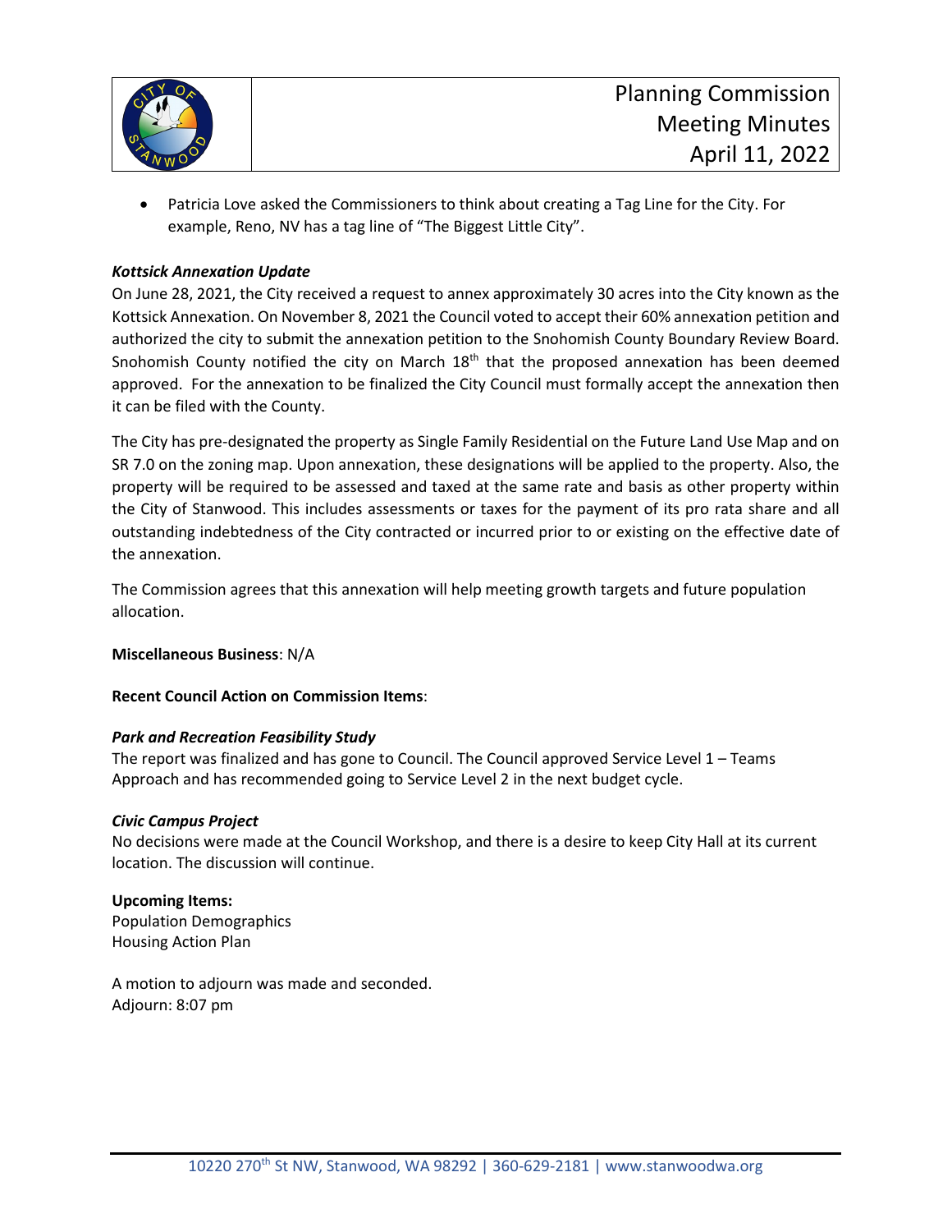- Patricia Love asked the Commissioners to think about creating a Tag Line for the City. For example, Reno, NV has a tag line of "The Biggest Little City".

***Kottsick Annexation Update***

On June 28, 2021, the City received a request to annex approximately 30 acres into the City known as the Kottsick Annexation. On November 8, 2021 the Council voted to accept their 60% annexation petition and authorized the city to submit the annexation petition to the Snohomish County Boundary Review Board. Snohomish County notified the city on March 18th that the proposed annexation has been deemed approved. For the annexation to be finalized the City Council must formally accept the annexation then it can be filed with the County.

The City has pre-designated the property as Single Family Residential on the Future Land Use Map and on SR 7.0 on the zoning map. Upon annexation, these designations will be applied to the property. Also, the property will be required to be assessed and taxed at the same rate and basis as other property within the City of Stanwood. This includes assessments or taxes for the payment of its pro rata share and all outstanding indebtedness of the City contracted or incurred prior to or existing on the effective date of the annexation.

The Commission agrees that this annexation will help meeting growth targets and future population allocation.

**Miscellaneous Business**: N/A

**Recent Council Action on Commission Items**:

***Park and Recreation Feasibility Study***

The report was finalized and has gone to Council. The Council approved Service Level 1 – Teams Approach and has recommended going to Service Level 2 in the next budget cycle.

***Civic Campus Project***

No decisions were made at the Council Workshop, and there is a desire to keep City Hall at its current location. The discussion will continue.

**Upcoming Items:**

Population Demographics
Housing Action Plan

A motion to adjourn was made and seconded.
Adjourn: 8:07 pm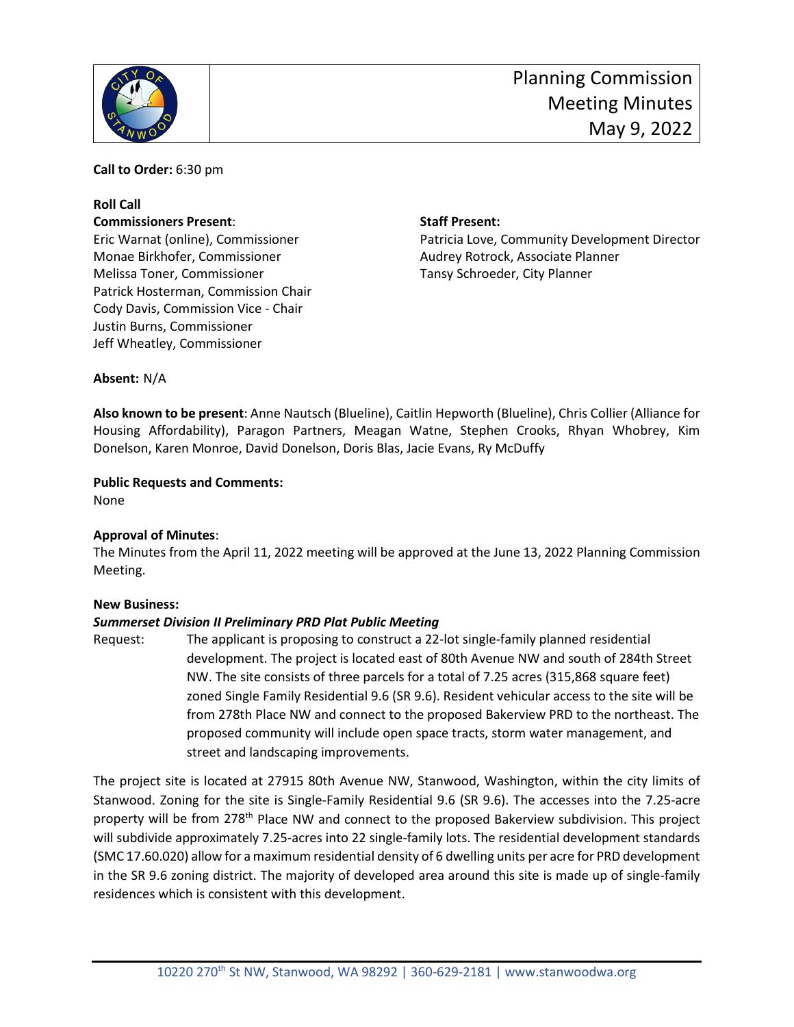# Planning Commission Meeting Minutes May 9, 2022

**Call to Order:** 6:30 pm

**Roll Call**

**Commissioners Present**:
Eric Warnat (online), Commissioner
Monae Birkhofer, Commissioner
Melissa Toner, Commissioner
Patrick Hosterman, Commission Chair
Cody Davis, Commission Vice - Chair
Justin Burns, Commissioner
Jeff Wheatley, Commissioner

**Staff Present:**
Patricia Love, Community Development Director
Audrey Rotrock, Associate Planner
Tansy Schroeder, City Planner

**Absent:** N/A

**Also known to be present**: Anne Nautsch (Blueline), Caitlin Hepworth (Blueline), Chris Collier (Alliance for Housing Affordability), Paragon Partners, Meagan Watne, Stephen Crooks, Rhyan Whobrey, Kim Donelson, Karen Monroe, David Donelson, Doris Blas, Jacie Evans, Ry McDuffy

**Public Requests and Comments:**
None

**Approval of Minutes**:
The Minutes from the April 11, 2022 meeting will be approved at the June 13, 2022 Planning Commission Meeting.

**New Business:**

***Summerset Division II Preliminary PRD Plat Public Meeting***

Request: The applicant is proposing to construct a 22-lot single-family planned residential development. The project is located east of 80th Avenue NW and south of 284th Street NW. The site consists of three parcels for a total of 7.25 acres (315,868 square feet) zoned Single Family Residential 9.6 (SR 9.6). Resident vehicular access to the site will be from 278th Place NW and connect to the proposed Bakerview PRD to the northeast. The proposed community will include open space tracts, storm water management, and street and landscaping improvements.

The project site is located at 27915 80th Avenue NW, Stanwood, Washington, within the city limits of Stanwood. Zoning for the site is Single-Family Residential 9.6 (SR 9.6). The accesses into the 7.25-acre property will be from 278th Place NW and connect to the proposed Bakerview subdivision. This project will subdivide approximately 7.25-acres into 22 single-family lots. The residential development standards (SMC 17.60.020) allow for a maximum residential density of 6 dwelling units per acre for PRD development in the SR 9.6 zoning district. The majority of developed area around this site is made up of single-family residences which is consistent with this development.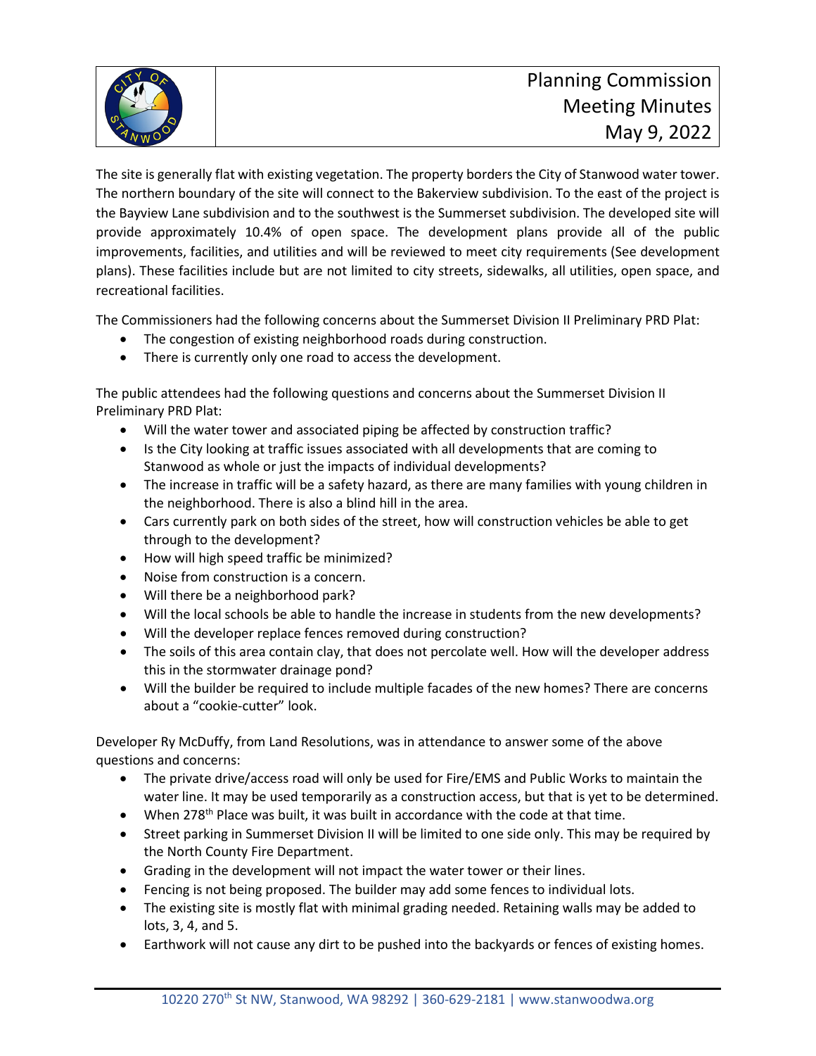The site is generally flat with existing vegetation. The property borders the City of Stanwood water tower. The northern boundary of the site will connect to the Bakerview subdivision. To the east of the project is the Bayview Lane subdivision and to the southwest is the Summerset subdivision. The developed site will provide approximately 10.4% of open space. The development plans provide all of the public improvements, facilities, and utilities and will be reviewed to meet city requirements (See development plans). These facilities include but are not limited to city streets, sidewalks, all utilities, open space, and recreational facilities.

The Commissioners had the following concerns about the Summerset Division II Preliminary PRD Plat:

- The congestion of existing neighborhood roads during construction.
- There is currently only one road to access the development.

The public attendees had the following questions and concerns about the Summerset Division II Preliminary PRD Plat:

- Will the water tower and associated piping be affected by construction traffic?
- Is the City looking at traffic issues associated with all developments that are coming to Stanwood as whole or just the impacts of individual developments?
- The increase in traffic will be a safety hazard, as there are many families with young children in the neighborhood. There is also a blind hill in the area.
- Cars currently park on both sides of the street, how will construction vehicles be able to get through to the development?
- How will high speed traffic be minimized?
- Noise from construction is a concern.
- Will there be a neighborhood park?
- Will the local schools be able to handle the increase in students from the new developments?
- Will the developer replace fences removed during construction?
- The soils of this area contain clay, that does not percolate well. How will the developer address this in the stormwater drainage pond?
- Will the builder be required to include multiple facades of the new homes? There are concerns about a "cookie-cutter" look.

Developer Ry McDuffy, from Land Resolutions, was in attendance to answer some of the above questions and concerns:

- The private drive/access road will only be used for Fire/EMS and Public Works to maintain the water line. It may be used temporarily as a construction access, but that is yet to be determined.
- When 278th Place was built, it was built in accordance with the code at that time.
- Street parking in Summerset Division II will be limited to one side only. This may be required by the North County Fire Department.
- Grading in the development will not impact the water tower or their lines.
- Fencing is not being proposed. The builder may add some fences to individual lots.
- The existing site is mostly flat with minimal grading needed. Retaining walls may be added to lots, 3, 4, and 5.
- Earthwork will not cause any dirt to be pushed into the backyards or fences of existing homes.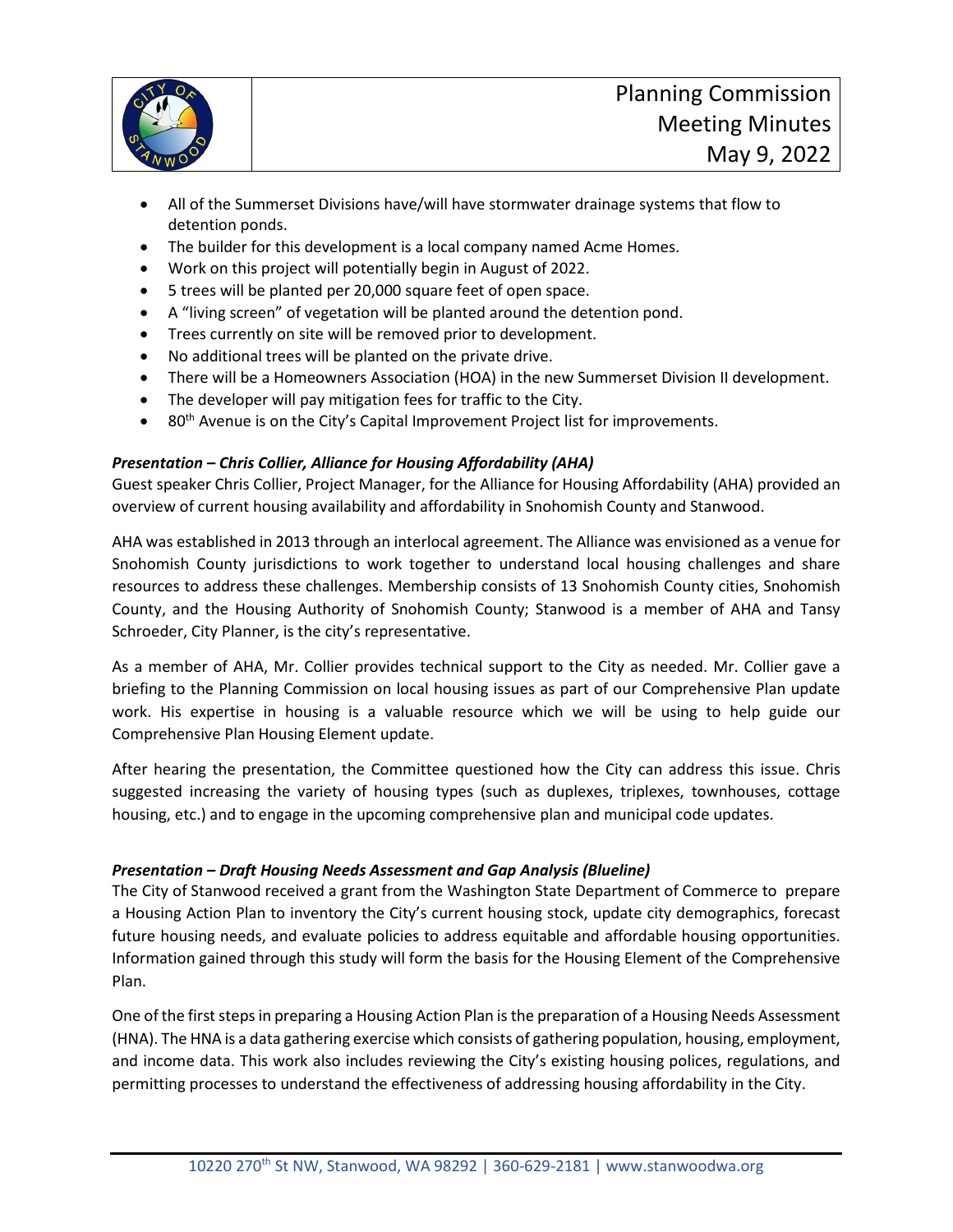- All of the Summerset Divisions have/will have stormwater drainage systems that flow to detention ponds.
- The builder for this development is a local company named Acme Homes.
- Work on this project will potentially begin in August of 2022.
- 5 trees will be planted per 20,000 square feet of open space.
- A "living screen" of vegetation will be planted around the detention pond.
- Trees currently on site will be removed prior to development.
- No additional trees will be planted on the private drive.
- There will be a Homeowners Association (HOA) in the new Summerset Division II development.
- The developer will pay mitigation fees for traffic to the City.
- 80th Avenue is on the City's Capital Improvement Project list for improvements.

***Presentation – Chris Collier, Alliance for Housing Affordability (AHA)***

Guest speaker Chris Collier, Project Manager, for the Alliance for Housing Affordability (AHA) provided an overview of current housing availability and affordability in Snohomish County and Stanwood.

AHA was established in 2013 through an interlocal agreement. The Alliance was envisioned as a venue for Snohomish County jurisdictions to work together to understand local housing challenges and share resources to address these challenges. Membership consists of 13 Snohomish County cities, Snohomish County, and the Housing Authority of Snohomish County; Stanwood is a member of AHA and Tansy Schroeder, City Planner, is the city's representative.

As a member of AHA, Mr. Collier provides technical support to the City as needed. Mr. Collier gave a briefing to the Planning Commission on local housing issues as part of our Comprehensive Plan update work. His expertise in housing is a valuable resource which we will be using to help guide our Comprehensive Plan Housing Element update.

After hearing the presentation, the Committee questioned how the City can address this issue. Chris suggested increasing the variety of housing types (such as duplexes, triplexes, townhouses, cottage housing, etc.) and to engage in the upcoming comprehensive plan and municipal code updates.

***Presentation – Draft Housing Needs Assessment and Gap Analysis (Blueline)***

The City of Stanwood received a grant from the Washington State Department of Commerce to prepare a Housing Action Plan to inventory the City's current housing stock, update city demographics, forecast future housing needs, and evaluate policies to address equitable and affordable housing opportunities. Information gained through this study will form the basis for the Housing Element of the Comprehensive Plan.

One of the first steps in preparing a Housing Action Plan is the preparation of a Housing Needs Assessment (HNA). The HNA is a data gathering exercise which consists of gathering population, housing, employment, and income data. This work also includes reviewing the City's existing housing polices, regulations, and permitting processes to understand the effectiveness of addressing housing affordability in the City.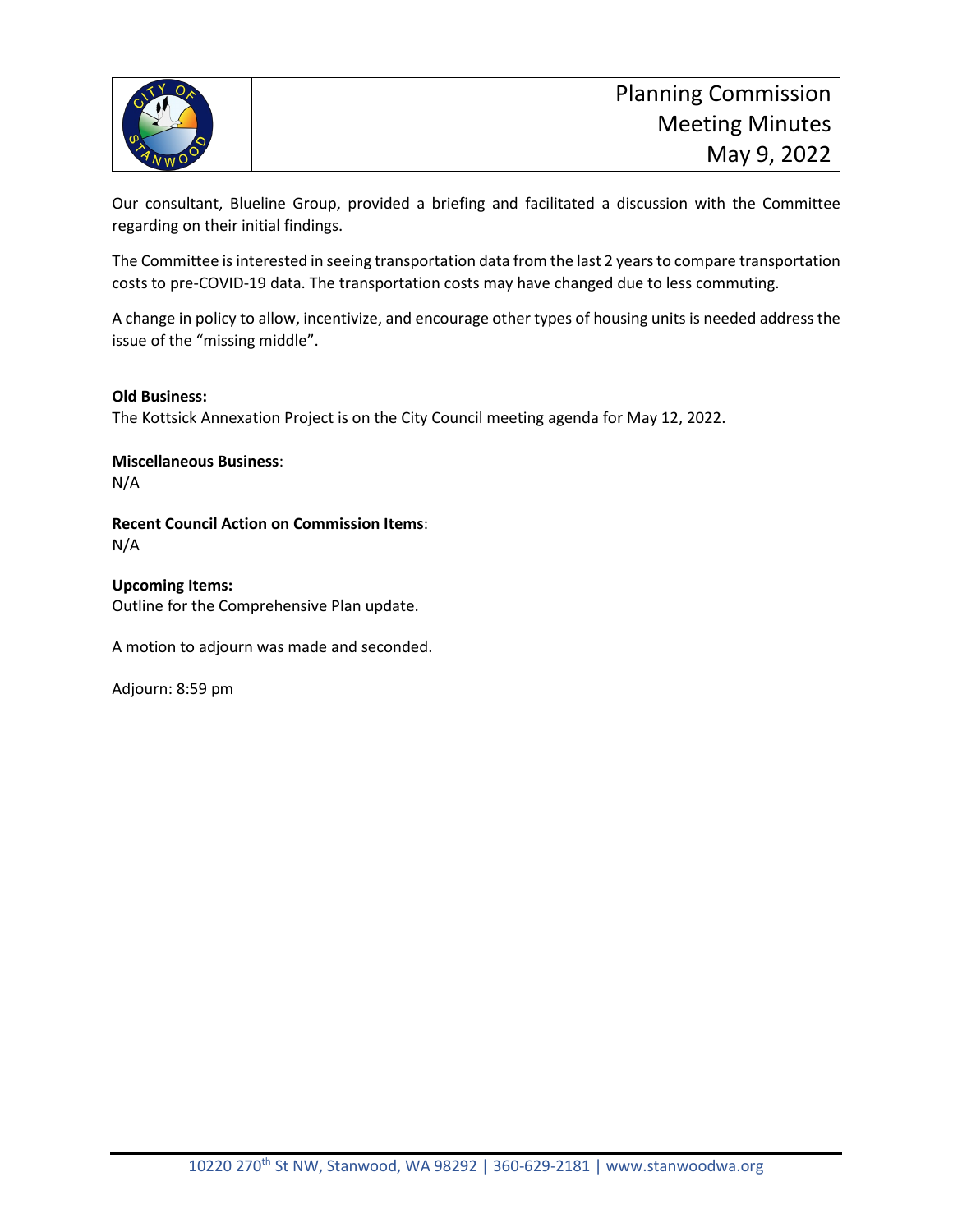Our consultant, Blueline Group, provided a briefing and facilitated a discussion with the Committee regarding on their initial findings.

The Committee is interested in seeing transportation data from the last 2 years to compare transportation costs to pre-COVID-19 data. The transportation costs may have changed due to less commuting.

A change in policy to allow, incentivize, and encourage other types of housing units is needed address the issue of the "missing middle".

**Old Business:**
The Kottsick Annexation Project is on the City Council meeting agenda for May 12, 2022.

**Miscellaneous Business**:
N/A

**Recent Council Action on Commission Items**:
N/A

**Upcoming Items:**
Outline for the Comprehensive Plan update.

A motion to adjourn was made and seconded.

Adjourn: 8:59 pm